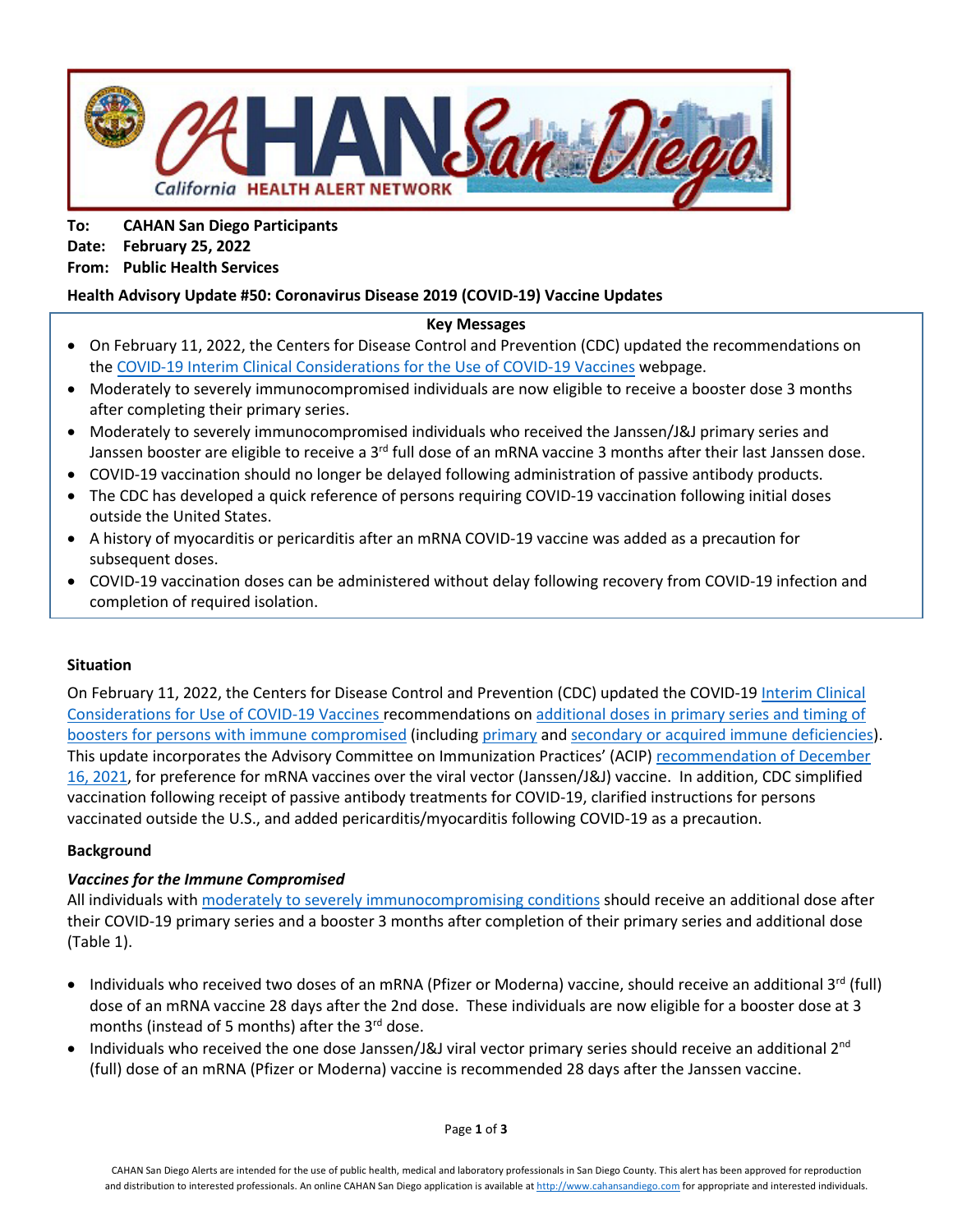**To:** **CAHAN San Diego Participants**
**Date:** **February 25, 2022**
**From:** **Public Health Services**

**Health Advisory Update #50: Coronavirus Disease 2019 (COVID-19) Vaccine Updates**

**Key Messages**

- On February 11, 2022, the Centers for Disease Control and Prevention (CDC) updated the recommendations on the COVID-19 Interim Clinical Considerations for the Use of COVID-19 Vaccines webpage.
- Moderately to severely immunocompromised individuals are now eligible to receive a booster dose 3 months after completing their primary series.
- Moderately to severely immunocompromised individuals who received the Janssen/J&J primary series and Janssen booster are eligible to receive a 3rd full dose of an mRNA vaccine 3 months after their last Janssen dose.
- COVID-19 vaccination should no longer be delayed following administration of passive antibody products.
- The CDC has developed a quick reference of persons requiring COVID-19 vaccination following initial doses outside the United States.
- A history of myocarditis or pericarditis after an mRNA COVID-19 vaccine was added as a precaution for subsequent doses.
- COVID-19 vaccination doses can be administered without delay following recovery from COVID-19 infection and completion of required isolation.

## Situation

On February 11, 2022, the Centers for Disease Control and Prevention (CDC) updated the COVID-19 Interim Clinical Considerations for Use of COVID-19 Vaccines recommendations on additional doses in primary series and timing of boosters for persons with immune compromised (including primary and secondary or acquired immune deficiencies). This update incorporates the Advisory Committee on Immunization Practices' (ACIP) recommendation of December 16, 2021, for preference for mRNA vaccines over the viral vector (Janssen/J&J) vaccine. In addition, CDC simplified vaccination following receipt of passive antibody treatments for COVID-19, clarified instructions for persons vaccinated outside the U.S., and added pericarditis/myocarditis following COVID-19 as a precaution.

## Background

### *Vaccines for the Immune Compromised*

All individuals with moderately to severely immunocompromising conditions should receive an additional dose after their COVID-19 primary series and a booster 3 months after completion of their primary series and additional dose (Table 1).

- Individuals who received two doses of an mRNA (Pfizer or Moderna) vaccine, should receive an additional 3rd (full) dose of an mRNA vaccine 28 days after the 2nd dose. These individuals are now eligible for a booster dose at 3 months (instead of 5 months) after the 3rd dose.
- Individuals who received the one dose Janssen/J&J viral vector primary series should receive an additional 2nd (full) dose of an mRNA (Pfizer or Moderna) vaccine is recommended 28 days after the Janssen vaccine.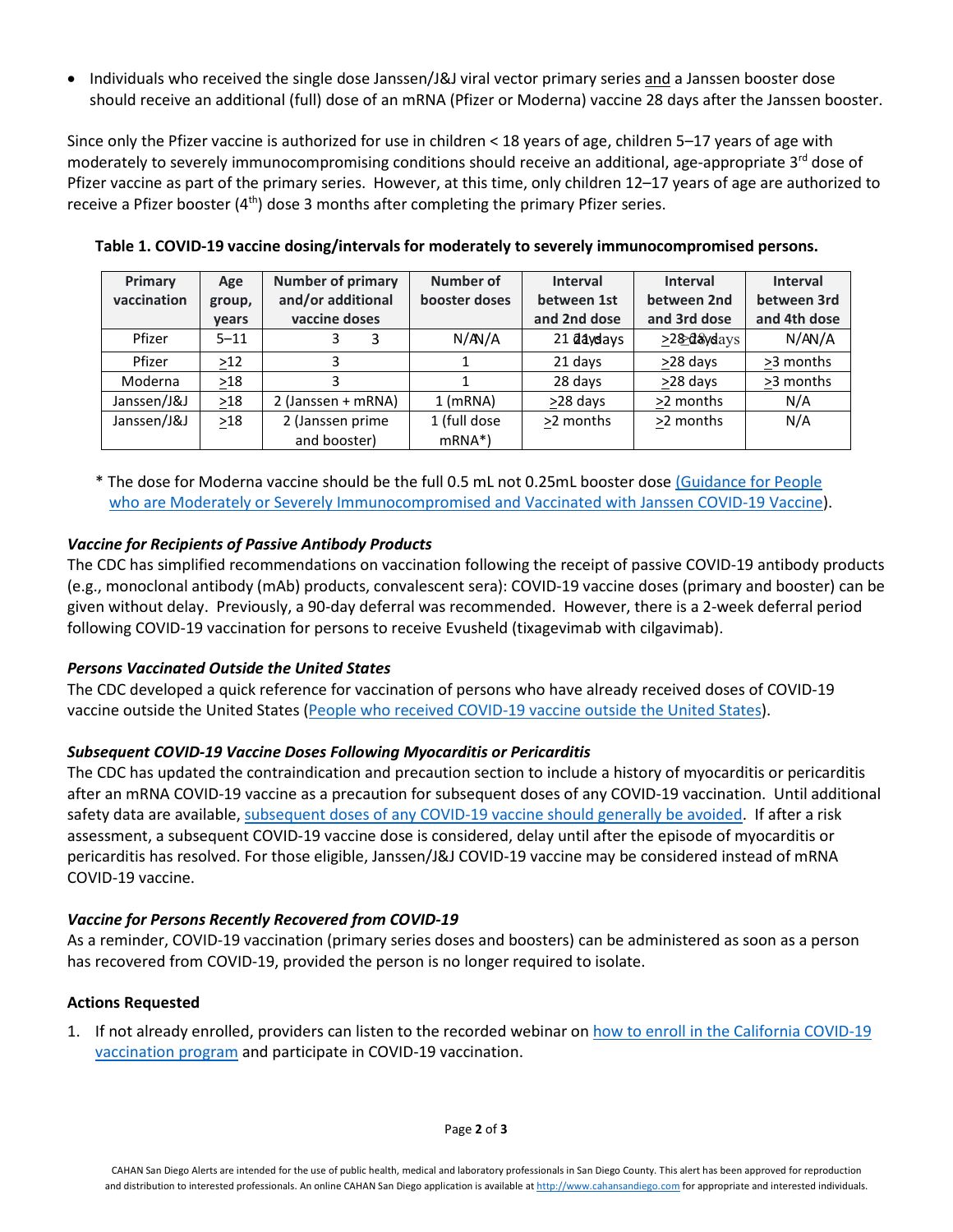- Individuals who received the single dose Janssen/J&J viral vector primary series and a Janssen booster dose should receive an additional (full) dose of an mRNA (Pfizer or Moderna) vaccine 28 days after the Janssen booster.

Since only the Pfizer vaccine is authorized for use in children < 18 years of age, children 5–17 years of age with moderately to severely immunocompromising conditions should receive an additional, age-appropriate 3rd dose of Pfizer vaccine as part of the primary series. However, at this time, only children 12–17 years of age are authorized to receive a Pfizer booster (4th) dose 3 months after completing the primary Pfizer series.

**Table 1. COVID-19 vaccine dosing/intervals for moderately to severely immunocompromised persons.**

| Primary vaccination | Age group, years | Number of primary and/or additional vaccine doses | Number of booster doses | Interval between 1st and 2nd dose | Interval between 2nd and 3rd dose | Interval between 3rd and 4th dose |
|---|---|---|---|---|---|---|
| Pfizer | 5–11 | 3 | N/A | 21 days | ≥28 days | N/A |
| Pfizer | ≥12 | 3 | 1 | 21 days | ≥28 days | ≥3 months |
| Moderna | ≥18 | 3 | 1 | 28 days | ≥28 days | ≥3 months |
| Janssen/J&J | ≥18 | 2 (Janssen + mRNA) | 1 (mRNA) | ≥28 days | ≥2 months | N/A |
| Janssen/J&J | ≥18 | 2 (Janssen prime and booster) | 1 (full dose mRNA*) | ≥2 months | ≥2 months | N/A |

\* The dose for Moderna vaccine should be the full 0.5 mL not 0.25mL booster dose (Guidance for People who are Moderately or Severely Immunocompromised and Vaccinated with Janssen COVID-19 Vaccine).

### *Vaccine for Recipients of Passive Antibody Products*

The CDC has simplified recommendations on vaccination following the receipt of passive COVID-19 antibody products (e.g., monoclonal antibody (mAb) products, convalescent sera): COVID-19 vaccine doses (primary and booster) can be given without delay. Previously, a 90-day deferral was recommended. However, there is a 2-week deferral period following COVID-19 vaccination for persons to receive Evusheld (tixagevimab with cilgavimab).

### *Persons Vaccinated Outside the United States*

The CDC developed a quick reference for vaccination of persons who have already received doses of COVID-19 vaccine outside the United States (People who received COVID-19 vaccine outside the United States).

### *Subsequent COVID-19 Vaccine Doses Following Myocarditis or Pericarditis*

The CDC has updated the contraindication and precaution section to include a history of myocarditis or pericarditis after an mRNA COVID-19 vaccine as a precaution for subsequent doses of any COVID-19 vaccination. Until additional safety data are available, subsequent doses of any COVID-19 vaccine should generally be avoided. If after a risk assessment, a subsequent COVID-19 vaccine dose is considered, delay until after the episode of myocarditis or pericarditis has resolved. For those eligible, Janssen/J&J COVID-19 vaccine may be considered instead of mRNA COVID-19 vaccine.

### *Vaccine for Persons Recently Recovered from COVID-19*

As a reminder, COVID-19 vaccination (primary series doses and boosters) can be administered as soon as a person has recovered from COVID-19, provided the person is no longer required to isolate.

### **Actions Requested**

1. If not already enrolled, providers can listen to the recorded webinar on how to enroll in the California COVID-19 vaccination program and participate in COVID-19 vaccination.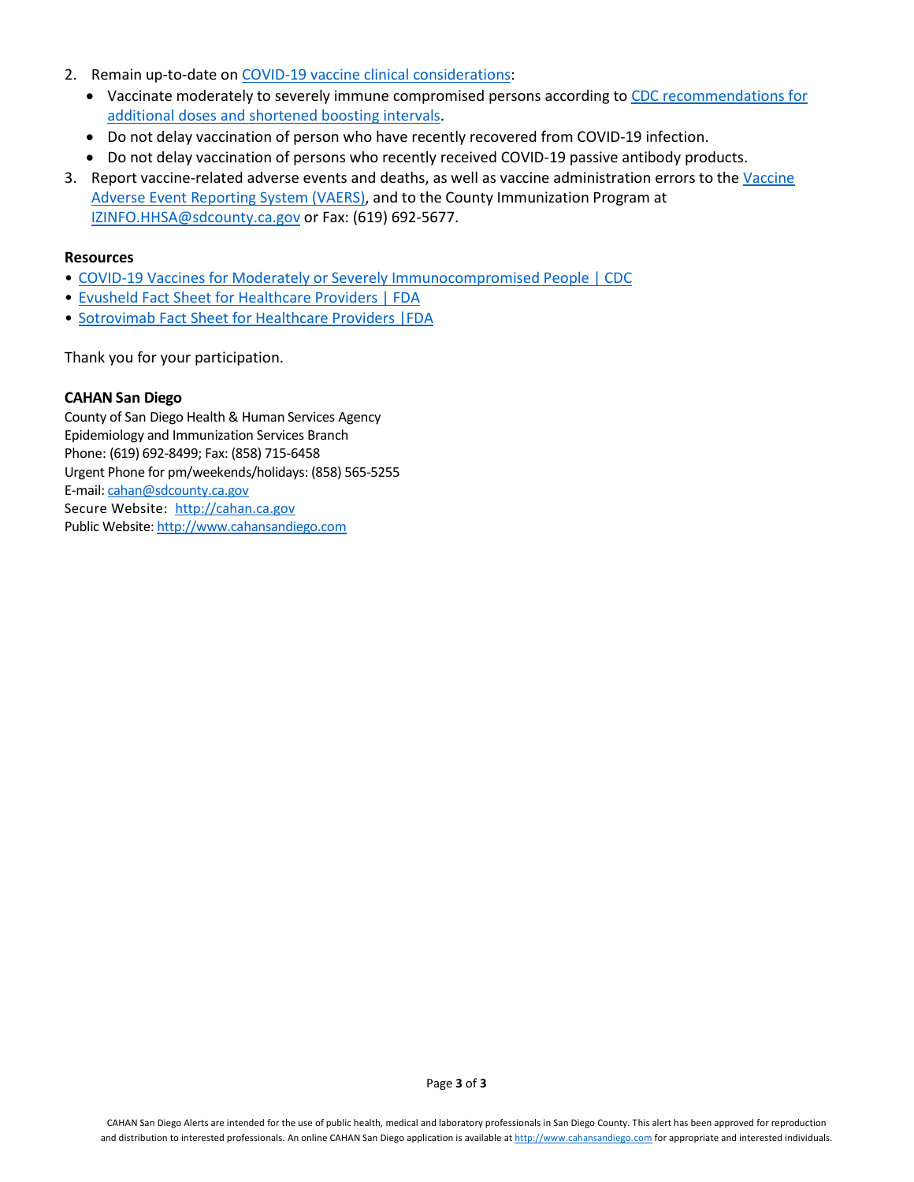2. Remain up-to-date on COVID-19 vaccine clinical considerations:
   - Vaccinate moderately to severely immune compromised persons according to CDC recommendations for additional doses and shortened boosting intervals.
   - Do not delay vaccination of person who have recently recovered from COVID-19 infection.
   - Do not delay vaccination of persons who recently received COVID-19 passive antibody products.
3. Report vaccine-related adverse events and deaths, as well as vaccine administration errors to the Vaccine Adverse Event Reporting System (VAERS), and to the County Immunization Program at IZINFO.HHSA@sdcounty.ca.gov or Fax: (619) 692-5677.

**Resources**

- COVID-19 Vaccines for Moderately or Severely Immunocompromised People | CDC
- Evusheld Fact Sheet for Healthcare Providers | FDA
- Sotrovimab Fact Sheet for Healthcare Providers |FDA

Thank you for your participation.

**CAHAN San Diego**
County of San Diego Health & Human Services Agency
Epidemiology and Immunization Services Branch
Phone: (619) 692-8499; Fax: (858) 715-6458
Urgent Phone for pm/weekends/holidays: (858) 565-5255
E-mail: cahan@sdcounty.ca.gov
Secure Website: http://cahan.ca.gov
Public Website: http://www.cahansandiego.com

CAHAN San Diego Alerts are intended for the use of public health, medical and laboratory professionals in San Diego County. This alert has been approved for reproduction and distribution to interested professionals. An online CAHAN San Diego application is available at http://www.cahansandiego.com for appropriate and interested individuals.